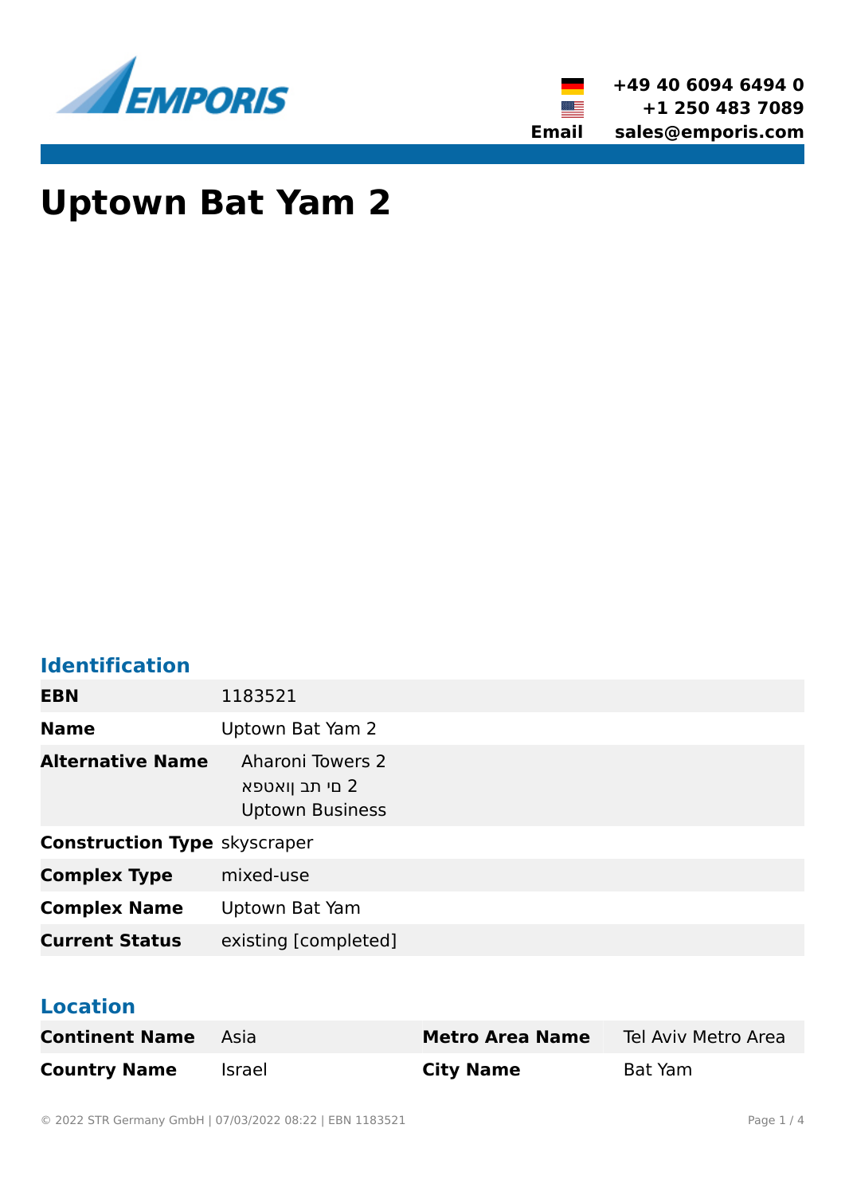# Uptown Bat Yam 2

## Identification

| | |
|---|---|
| **EBN** | 1183521 |
| **Name** | Uptown Bat Yam 2 |
| **Alternative Name** | Aharoni Towers 2<br>2 מי תב ןואטפא<br>Uptown Business |
| **Construction Type** | skyscraper |
| **Complex Type** | mixed-use |
| **Complex Name** | Uptown Bat Yam |
| **Current Status** | existing [completed] |

## Location

| | | | |
|---|---|---|---|
| **Continent Name** | Asia | **Metro Area Name** | Tel Aviv Metro Area |
| **Country Name** | Israel | **City Name** | Bat Yam |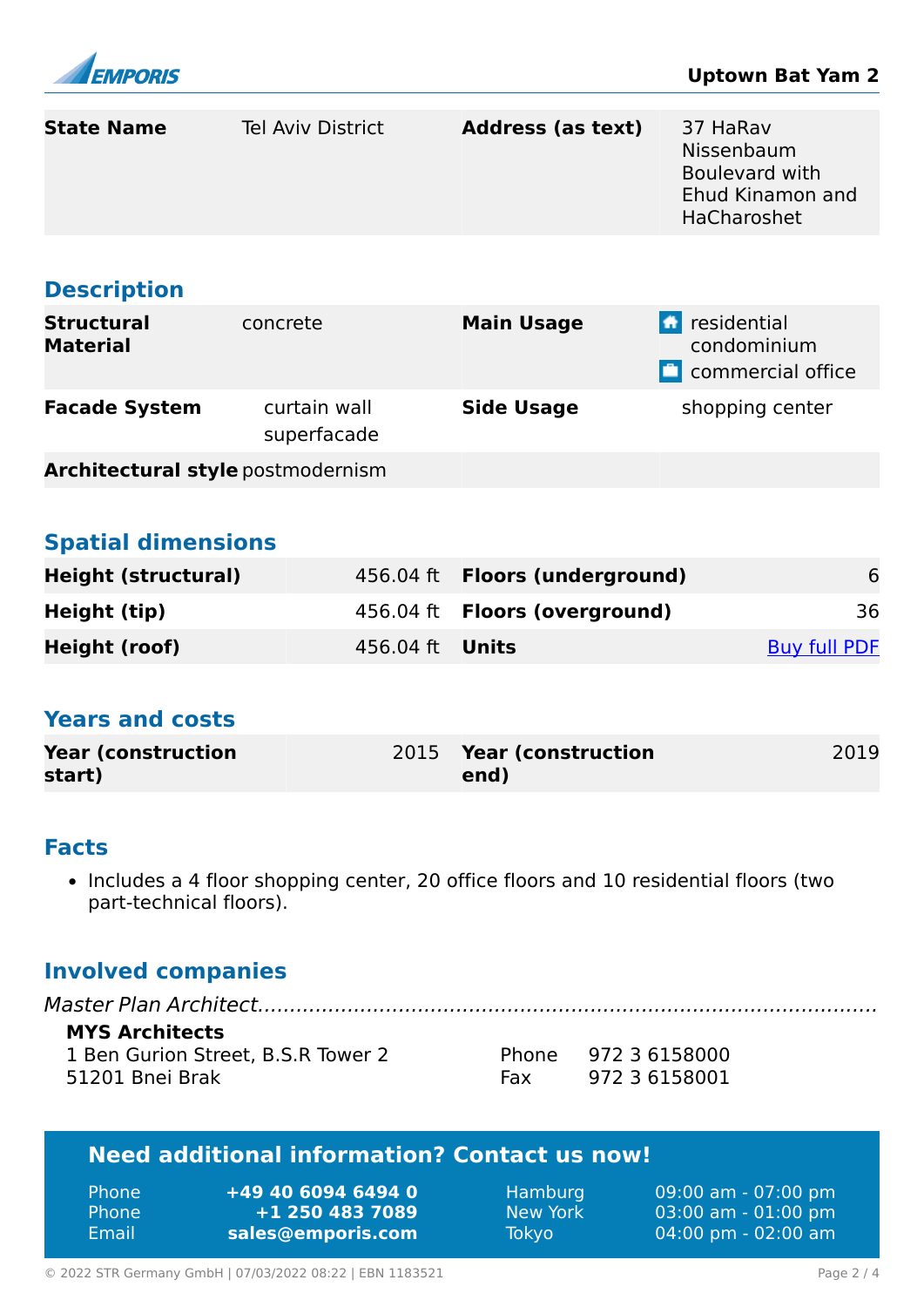| State Name | Tel Aviv District | Address (as text) | 37 HaRav Nissenbaum Boulevard with Ehud Kinamon and HaCharoshet |
|---|---|---|---|

## Description

| Structural Material | concrete | Main Usage | residential condominium<br>commercial office |
|---|---|---|---|
| Facade System | curtain wall<br>superfacade | Side Usage | shopping center |
| Architectural style | postmodernism | | |

## Spatial dimensions

| Height (structural) | 456.04 ft | Floors (underground) | 6 |
|---|---|---|---|
| Height (tip) | 456.04 ft | Floors (overground) | 36 |
| Height (roof) | 456.04 ft | Units | Buy full PDF |

## Years and costs

| Year (construction start) | 2015 | Year (construction end) | 2019 |
|---|---|---|---|

## Facts

- Includes a 4 floor shopping center, 20 office floors and 10 residential floors (two part-technical floors).

## Involved companies

*Master Plan Architect*

**MYS Architects**
1 Ben Gurion Street, B.S.R Tower 2
51201 Bnei Brak

Phone 972 3 6158000
Fax 972 3 6158001

## Need additional information? Contact us now!

| | | | |
|---|---|---|---|
| Phone | **+49 40 6094 6494 0** | Hamburg | 09:00 am - 07:00 pm |
| Phone | **+1 250 483 7089** | New York | 03:00 am - 01:00 pm |
| Email | **sales@emporis.com** | Tokyo | 04:00 pm - 02:00 am |

© 2022 STR Germany GmbH | 07/03/2022 08:22 | EBN 1183521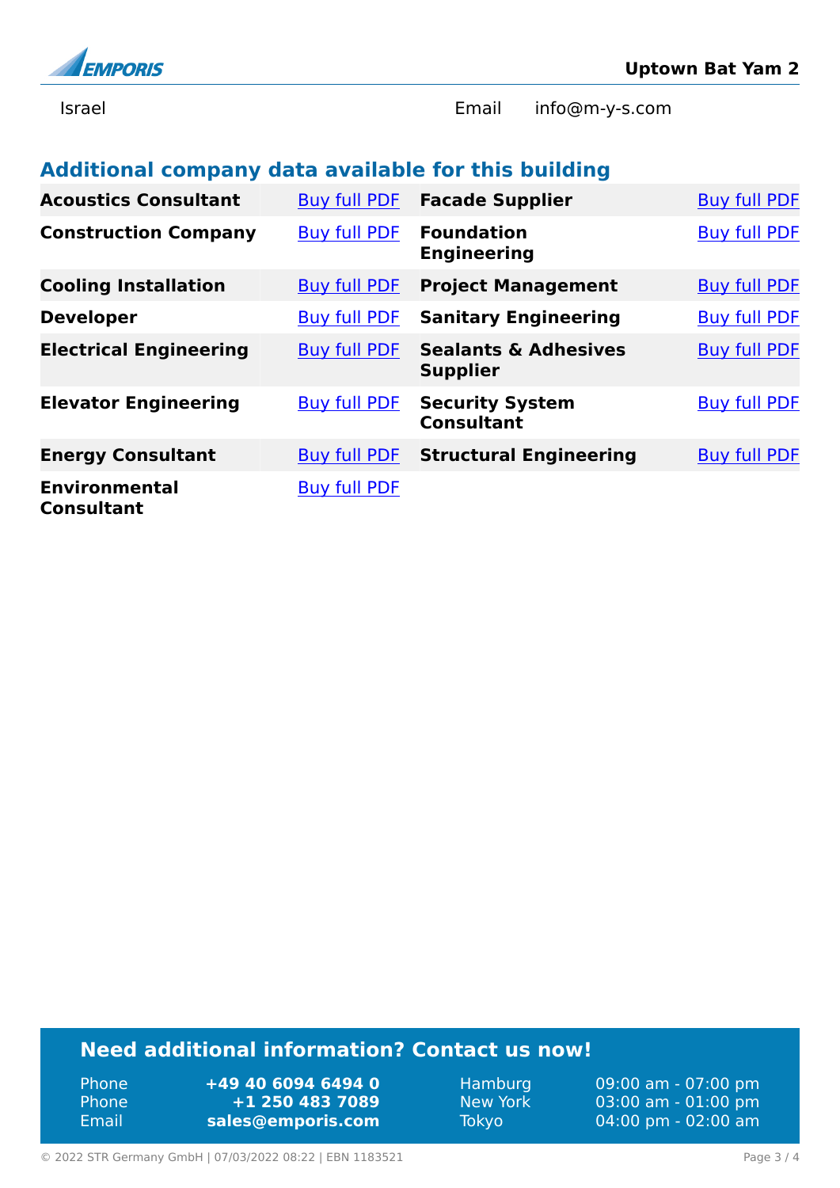| Israel | Email | info@m-y-s.com |
|---|---|---|

## Additional company data available for this building

| | | | |
|---|---|---|---|
| **Acoustics Consultant** | Buy full PDF | **Facade Supplier** | Buy full PDF |
| **Construction Company** | Buy full PDF | **Foundation Engineering** | Buy full PDF |
| **Cooling Installation** | Buy full PDF | **Project Management** | Buy full PDF |
| **Developer** | Buy full PDF | **Sanitary Engineering** | Buy full PDF |
| **Electrical Engineering** | Buy full PDF | **Sealants & Adhesives Supplier** | Buy full PDF |
| **Elevator Engineering** | Buy full PDF | **Security System Consultant** | Buy full PDF |
| **Energy Consultant** | Buy full PDF | **Structural Engineering** | Buy full PDF |
| **Environmental Consultant** | Buy full PDF | | |

## Need additional information? Contact us now!

| | | | |
|---|---|---|---|
| Phone | **+49 40 6094 6494 0** | Hamburg | 09:00 am - 07:00 pm |
| Phone | **+1 250 483 7089** | New York | 03:00 am - 01:00 pm |
| Email | **sales@emporis.com** | Tokyo | 04:00 pm - 02:00 am |

© 2022 STR Germany GmbH | 07/03/2022 08:22 | EBN 1183521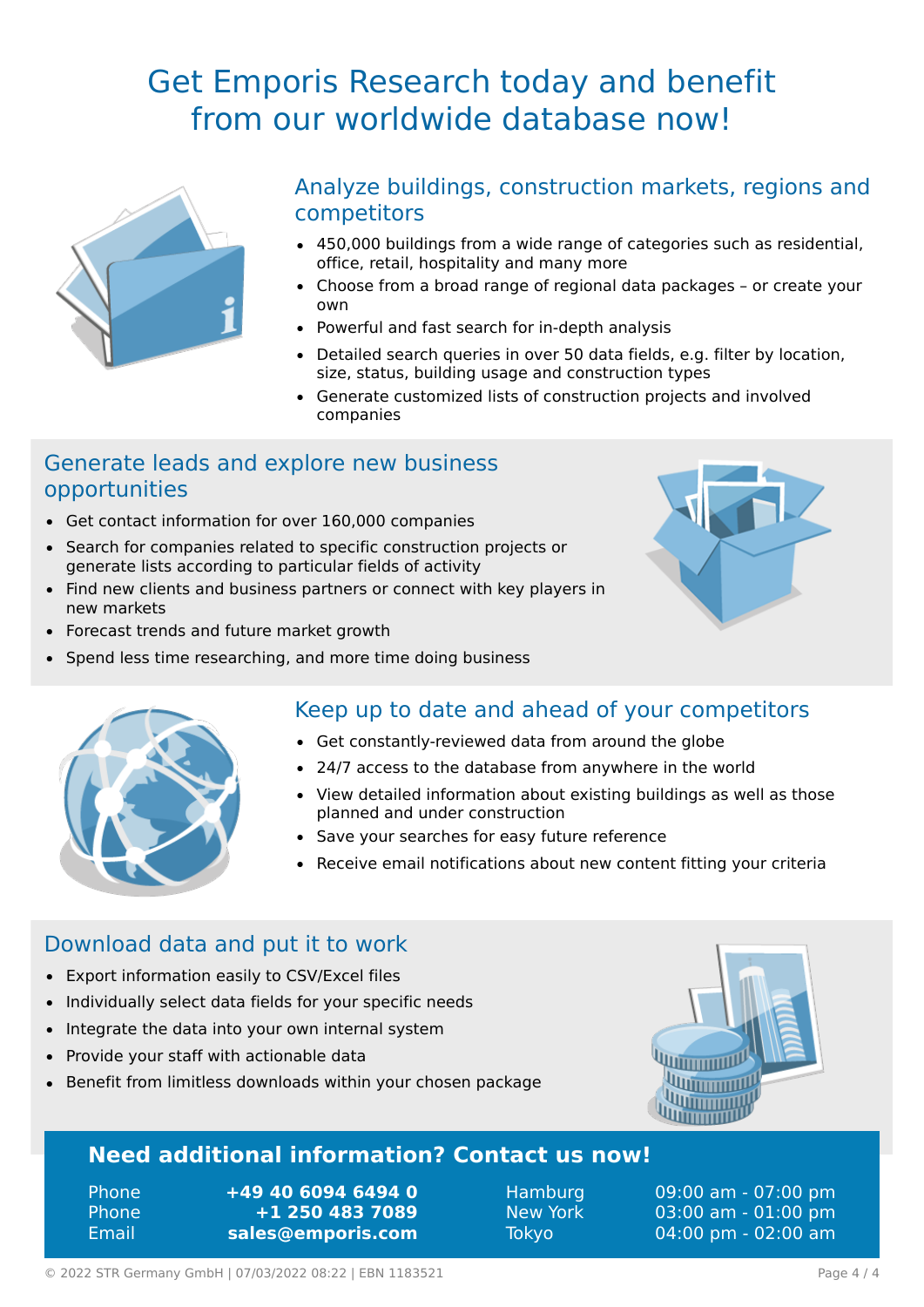# Get Emporis Research today and benefit from our worldwide database now!

## Analyze buildings, construction markets, regions and competitors

- 450,000 buildings from a wide range of categories such as residential, office, retail, hospitality and many more
- Choose from a broad range of regional data packages – or create your own
- Powerful and fast search for in-depth analysis
- Detailed search queries in over 50 data fields, e.g. filter by location, size, status, building usage and construction types
- Generate customized lists of construction projects and involved companies

## Generate leads and explore new business opportunities

- Get contact information for over 160,000 companies
- Search for companies related to specific construction projects or generate lists according to particular fields of activity
- Find new clients and business partners or connect with key players in new markets
- Forecast trends and future market growth
- Spend less time researching, and more time doing business

## Keep up to date and ahead of your competitors

- Get constantly-reviewed data from around the globe
- 24/7 access to the database from anywhere in the world
- View detailed information about existing buildings as well as those planned and under construction
- Save your searches for easy future reference
- Receive email notifications about new content fitting your criteria

## Download data and put it to work

- Export information easily to CSV/Excel files
- Individually select data fields for your specific needs
- Integrate the data into your own internal system
- Provide your staff with actionable data
- Benefit from limitless downloads within your chosen package

### Need additional information? Contact us now!

| | | | |
|---|---|---|---|
| Phone | **+49 40 6094 6494 0** | Hamburg | 09:00 am - 07:00 pm |
| Phone | **+1 250 483 7089** | New York | 03:00 am - 01:00 pm |
| Email | **sales@emporis.com** | Tokyo | 04:00 pm - 02:00 am |

© 2022 STR Germany GmbH | 07/03/2022 08:22 | EBN 1183521